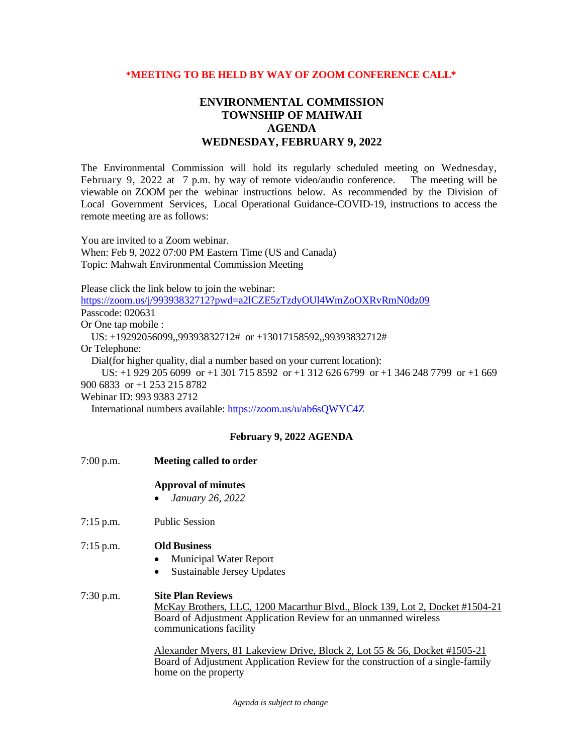**\*MEETING TO BE HELD BY WAY OF ZOOM CONFERENCE CALL\***

# ENVIRONMENTAL COMMISSION
# TOWNSHIP OF MAHWAH
# AGENDA
# WEDNESDAY, FEBRUARY 9, 2022

The Environmental Commission will hold its regularly scheduled meeting on Wednesday, February 9, 2022 at 7 p.m. by way of remote video/audio conference. The meeting will be viewable on ZOOM per the webinar instructions below. As recommended by the Division of Local Government Services, Local Operational Guidance-COVID-19, instructions to access the remote meeting are as follows:

You are invited to a Zoom webinar.
When: Feb 9, 2022 07:00 PM Eastern Time (US and Canada)
Topic: Mahwah Environmental Commission Meeting

Please click the link below to join the webinar:
https://zoom.us/j/99393832712?pwd=a2lCZE5zTzdyOUl4WmZoOXRvRmN0dz09
Passcode: 020631
Or One tap mobile :
US: +19292056099,,99393832712# or +13017158592,,99393832712#
Or Telephone:
Dial(for higher quality, dial a number based on your current location):
US: +1 929 205 6099 or +1 301 715 8592 or +1 312 626 6799 or +1 346 248 7799 or +1 669 900 6833 or +1 253 215 8782
Webinar ID: 993 9383 2712
International numbers available: https://zoom.us/u/ab6sQWYC4Z

## February 9, 2022 AGENDA

7:00 p.m. **Meeting called to order**

**Approval of minutes**

- *January 26, 2022*

7:15 p.m. Public Session

7:15 p.m. **Old Business**

- Municipal Water Report
- Sustainable Jersey Updates

7:30 p.m. **Site Plan Reviews**

McKay Brothers, LLC, 1200 Macarthur Blvd., Block 139, Lot 2, Docket #1504-21
Board of Adjustment Application Review for an unmanned wireless communications facility

Alexander Myers, 81 Lakeview Drive, Block 2, Lot 55 & 56, Docket #1505-21
Board of Adjustment Application Review for the construction of a single-family home on the property

*Agenda is subject to change*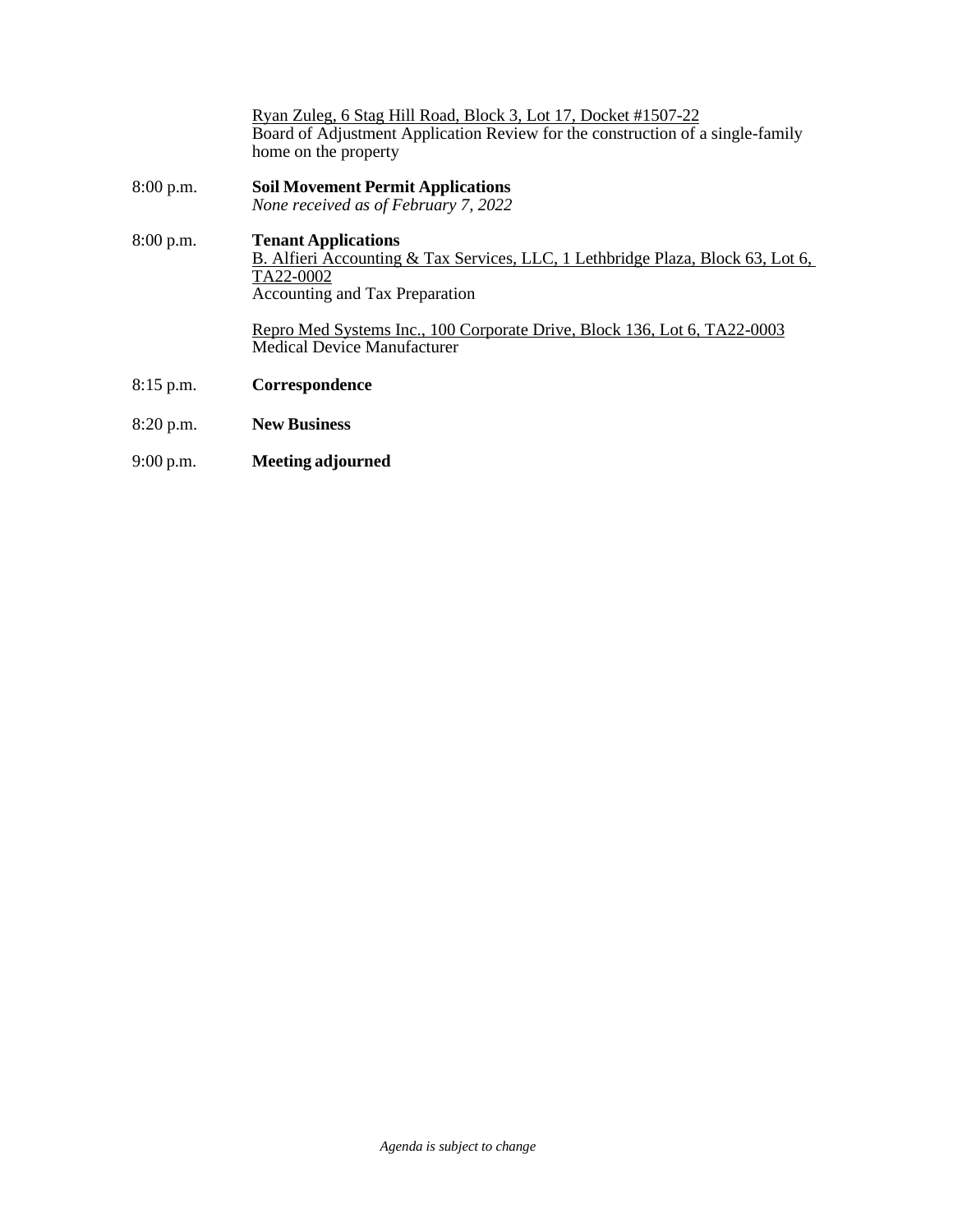Ryan Zuleg, 6 Stag Hill Road, Block 3, Lot 17, Docket #1507-22
Board of Adjustment Application Review for the construction of a single-family home on the property

8:00 p.m. **Soil Movement Permit Applications**
*None received as of February 7, 2022*

8:00 p.m. **Tenant Applications**
B. Alfieri Accounting & Tax Services, LLC, 1 Lethbridge Plaza, Block 63, Lot 6, TA22-0002
Accounting and Tax Preparation

Repro Med Systems Inc., 100 Corporate Drive, Block 136, Lot 6, TA22-0003
Medical Device Manufacturer

8:15 p.m. **Correspondence**

8:20 p.m. **New Business**

9:00 p.m. **Meeting adjourned**

*Agenda is subject to change*